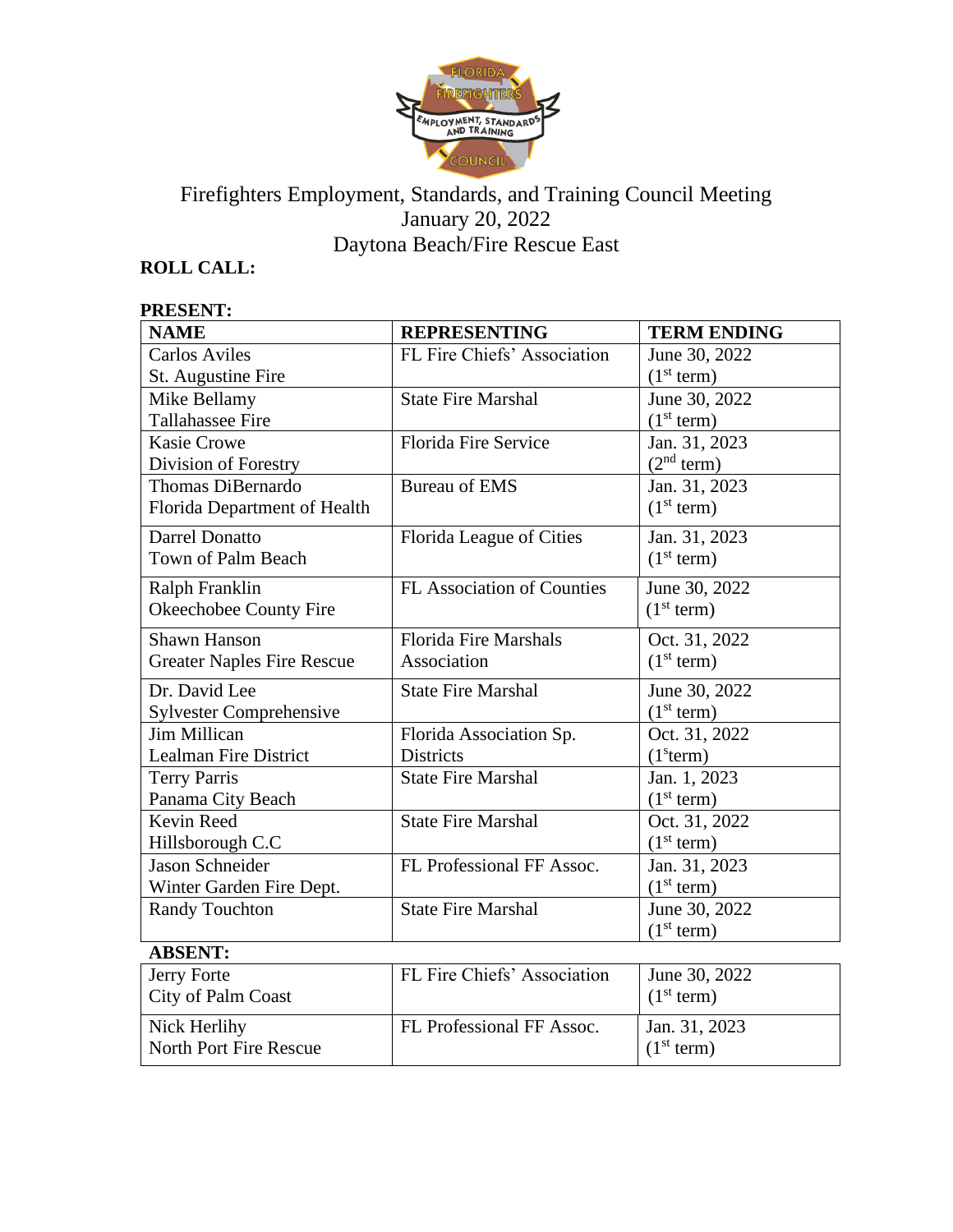# Firefighters Employment, Standards, and Training Council Meeting

January 20, 2022

Daytona Beach/Fire Rescue East

**ROLL CALL:**

**PRESENT:**

| NAME | REPRESENTING | TERM ENDING |
|---|---|---|
| Carlos Aviles<br>St. Augustine Fire | FL Fire Chiefs' Association | June 30, 2022<br>(1st term) |
| Mike Bellamy<br>Tallahassee Fire | State Fire Marshal | June 30, 2022<br>(1st term) |
| Kasie Crowe<br>Division of Forestry | Florida Fire Service | Jan. 31, 2023<br>(2nd term) |
| Thomas DiBernardo<br>Florida Department of Health | Bureau of EMS | Jan. 31, 2023<br>(1st term) |
| Darrel Donatto<br>Town of Palm Beach | Florida League of Cities | Jan. 31, 2023<br>(1st term) |
| Ralph Franklin<br>Okeechobee County Fire | FL Association of Counties | June 30, 2022<br>(1st term) |
| Shawn Hanson<br>Greater Naples Fire Rescue | Florida Fire Marshals Association | Oct. 31, 2022<br>(1st term) |
| Dr. David Lee<br>Sylvester Comprehensive | State Fire Marshal | June 30, 2022<br>(1st term) |
| Jim Millican<br>Lealman Fire District | Florida Association Sp. Districts | Oct. 31, 2022<br>(1sterm) |
| Terry Parris<br>Panama City Beach | State Fire Marshal | Jan. 1, 2023<br>(1st term) |
| Kevin Reed<br>Hillsborough C.C | State Fire Marshal | Oct. 31, 2022<br>(1st term) |
| Jason Schneider<br>Winter Garden Fire Dept. | FL Professional FF Assoc. | Jan. 31, 2023<br>(1st term) |
| Randy Touchton | State Fire Marshal | June 30, 2022<br>(1st term) |

**ABSENT:**

| NAME | REPRESENTING | TERM ENDING |
|---|---|---|
| Jerry Forte<br>City of Palm Coast | FL Fire Chiefs' Association | June 30, 2022<br>(1st term) |
| Nick Herlihy<br>North Port Fire Rescue | FL Professional FF Assoc. | Jan. 31, 2023<br>(1st term) |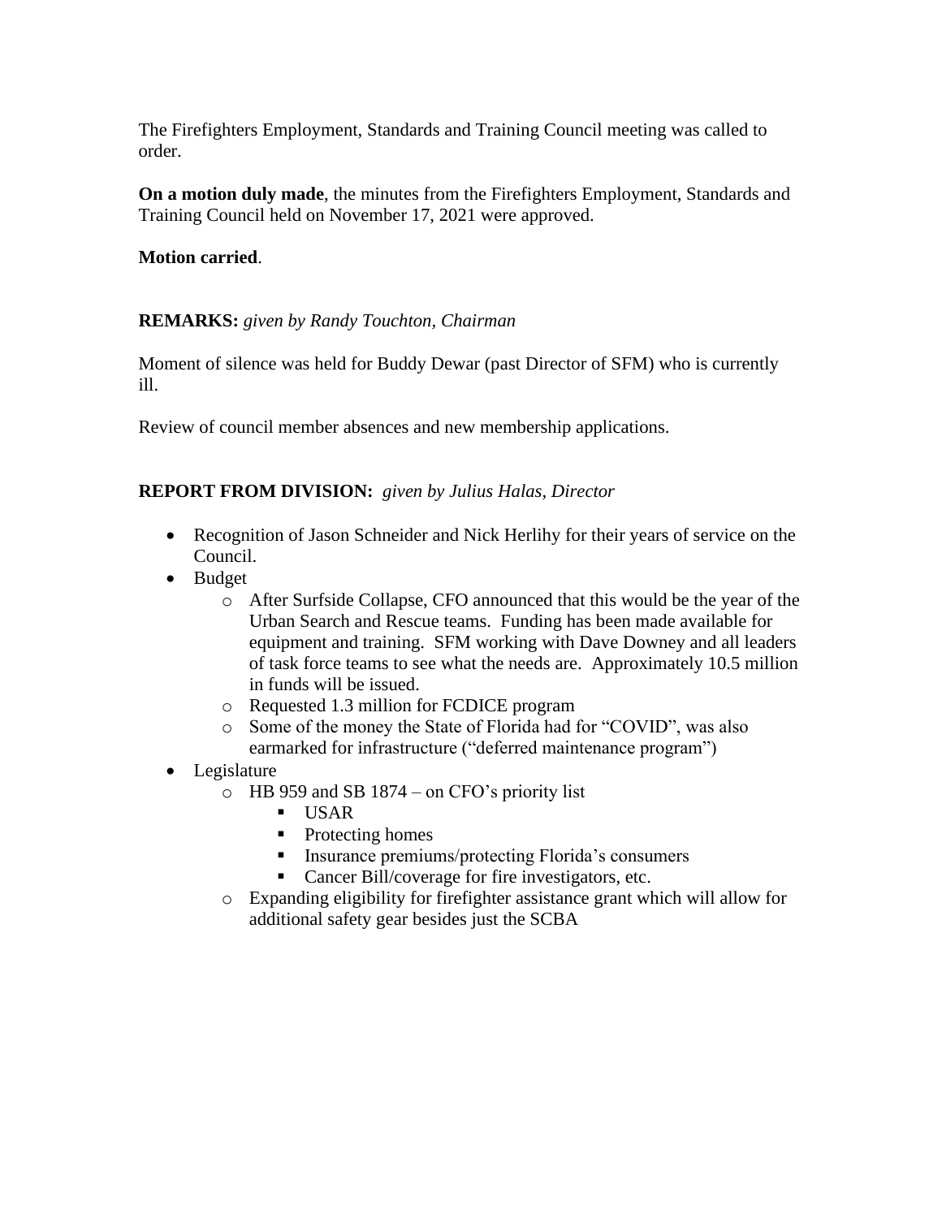The Firefighters Employment, Standards and Training Council meeting was called to order.

**On a motion duly made**, the minutes from the Firefighters Employment, Standards and Training Council held on November 17, 2021 were approved.

**Motion carried**.

**REMARKS:** *given by Randy Touchton, Chairman*

Moment of silence was held for Buddy Dewar (past Director of SFM) who is currently ill.

Review of council member absences and new membership applications.

**REPORT FROM DIVISION:** *given by Julius Halas, Director*

- Recognition of Jason Schneider and Nick Herlihy for their years of service on the Council.
- Budget
  - After Surfside Collapse, CFO announced that this would be the year of the Urban Search and Rescue teams. Funding has been made available for equipment and training. SFM working with Dave Downey and all leaders of task force teams to see what the needs are. Approximately 10.5 million in funds will be issued.
  - Requested 1.3 million for FCDICE program
  - Some of the money the State of Florida had for "COVID", was also earmarked for infrastructure ("deferred maintenance program")
- Legislature
  - HB 959 and SB 1874 – on CFO's priority list
    - USAR
    - Protecting homes
    - Insurance premiums/protecting Florida's consumers
    - Cancer Bill/coverage for fire investigators, etc.
  - Expanding eligibility for firefighter assistance grant which will allow for additional safety gear besides just the SCBA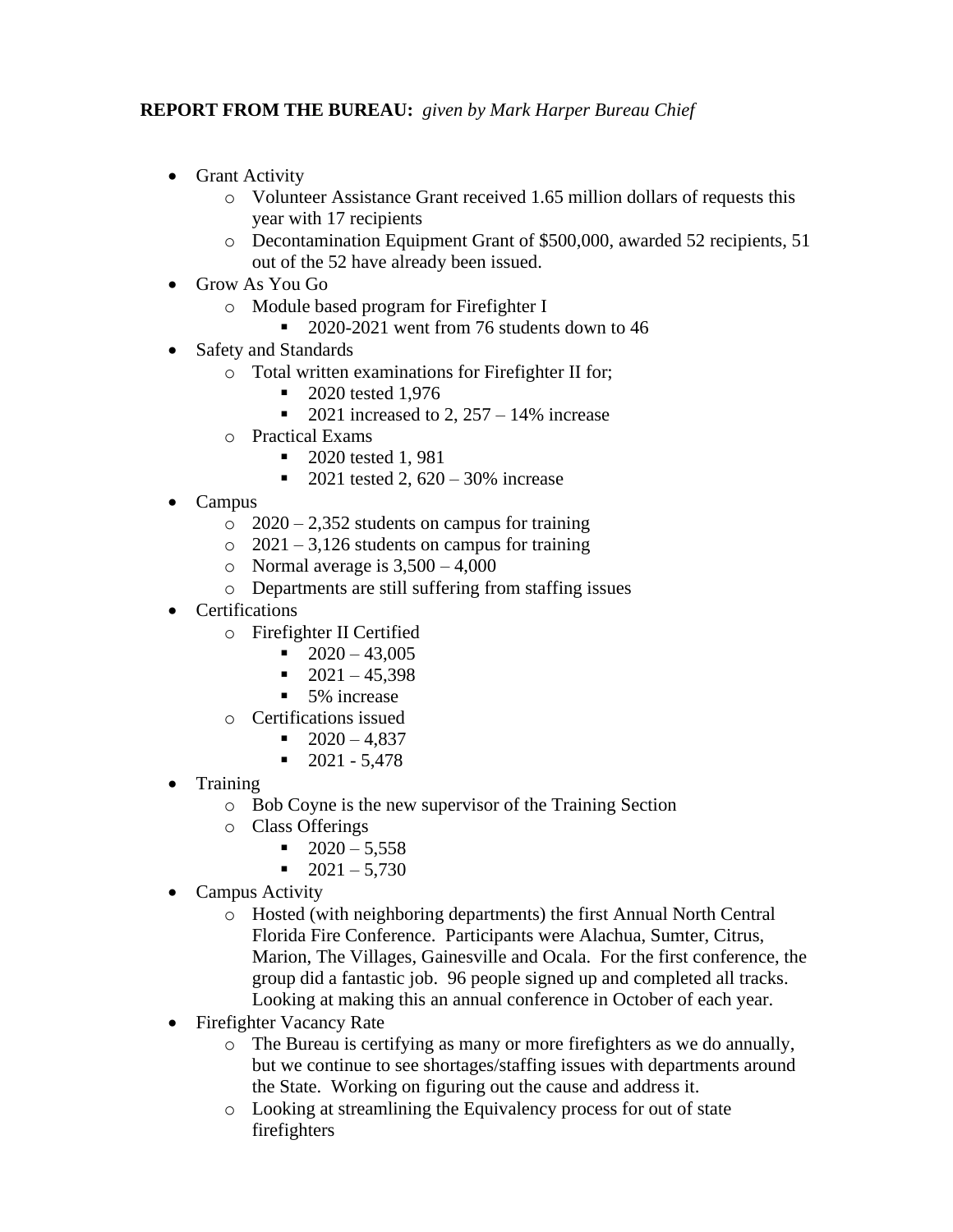**REPORT FROM THE BUREAU:** *given by Mark Harper Bureau Chief*

- Grant Activity
  - Volunteer Assistance Grant received 1.65 million dollars of requests this year with 17 recipients
  - Decontamination Equipment Grant of $500,000, awarded 52 recipients, 51 out of the 52 have already been issued.
- Grow As You Go
  - Module based program for Firefighter I
    - 2020-2021 went from 76 students down to 46
- Safety and Standards
  - Total written examinations for Firefighter II for;
    - 2020 tested 1,976
    - 2021 increased to 2, 257 – 14% increase
  - Practical Exams
    - 2020 tested 1, 981
    - 2021 tested 2, 620 – 30% increase
- Campus
  - 2020 – 2,352 students on campus for training
  - 2021 – 3,126 students on campus for training
  - Normal average is 3,500 – 4,000
  - Departments are still suffering from staffing issues
- Certifications
  - Firefighter II Certified
    - 2020 – 43,005
    - 2021 – 45,398
    - 5% increase
  - Certifications issued
    - 2020 – 4,837
    - 2021 - 5,478
- Training
  - Bob Coyne is the new supervisor of the Training Section
  - Class Offerings
    - 2020 – 5,558
    - 2021 – 5,730
- Campus Activity
  - Hosted (with neighboring departments) the first Annual North Central Florida Fire Conference. Participants were Alachua, Sumter, Citrus, Marion, The Villages, Gainesville and Ocala. For the first conference, the group did a fantastic job. 96 people signed up and completed all tracks. Looking at making this an annual conference in October of each year.
- Firefighter Vacancy Rate
  - The Bureau is certifying as many or more firefighters as we do annually, but we continue to see shortages/staffing issues with departments around the State. Working on figuring out the cause and address it.
  - Looking at streamlining the Equivalency process for out of state firefighters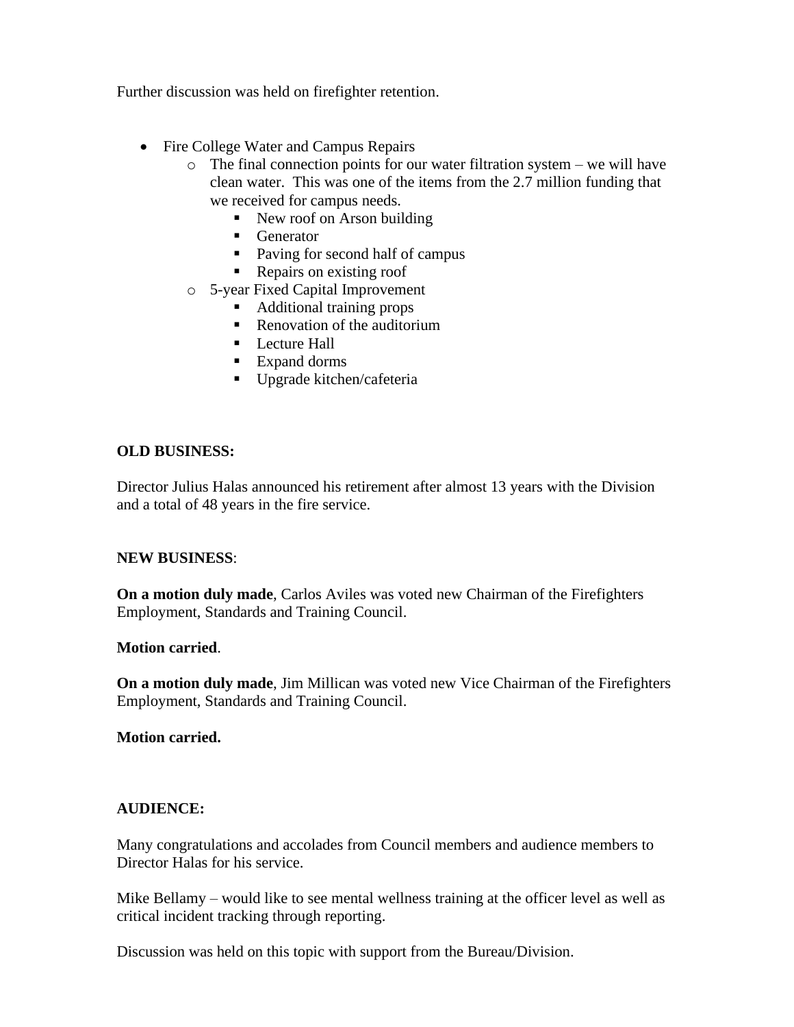Further discussion was held on firefighter retention.

- Fire College Water and Campus Repairs
  - The final connection points for our water filtration system – we will have clean water. This was one of the items from the 2.7 million funding that we received for campus needs.
    - New roof on Arson building
    - Generator
    - Paving for second half of campus
    - Repairs on existing roof
  - 5-year Fixed Capital Improvement
    - Additional training props
    - Renovation of the auditorium
    - Lecture Hall
    - Expand dorms
    - Upgrade kitchen/cafeteria

**OLD BUSINESS:**

Director Julius Halas announced his retirement after almost 13 years with the Division and a total of 48 years in the fire service.

**NEW BUSINESS**:

**On a motion duly made**, Carlos Aviles was voted new Chairman of the Firefighters Employment, Standards and Training Council.

**Motion carried**.

**On a motion duly made**, Jim Millican was voted new Vice Chairman of the Firefighters Employment, Standards and Training Council.

**Motion carried.**

**AUDIENCE:**

Many congratulations and accolades from Council members and audience members to Director Halas for his service.

Mike Bellamy – would like to see mental wellness training at the officer level as well as critical incident tracking through reporting.

Discussion was held on this topic with support from the Bureau/Division.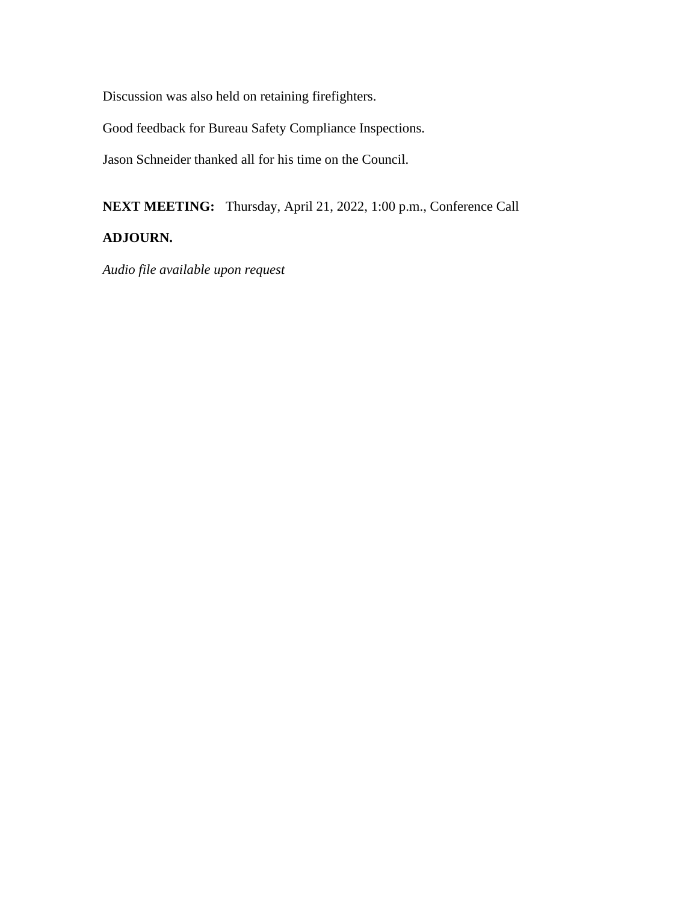Discussion was also held on retaining firefighters.

Good feedback for Bureau Safety Compliance Inspections.

Jason Schneider thanked all for his time on the Council.

**NEXT MEETING:** Thursday, April 21, 2022, 1:00 p.m., Conference Call

**ADJOURN.**

*Audio file available upon request*